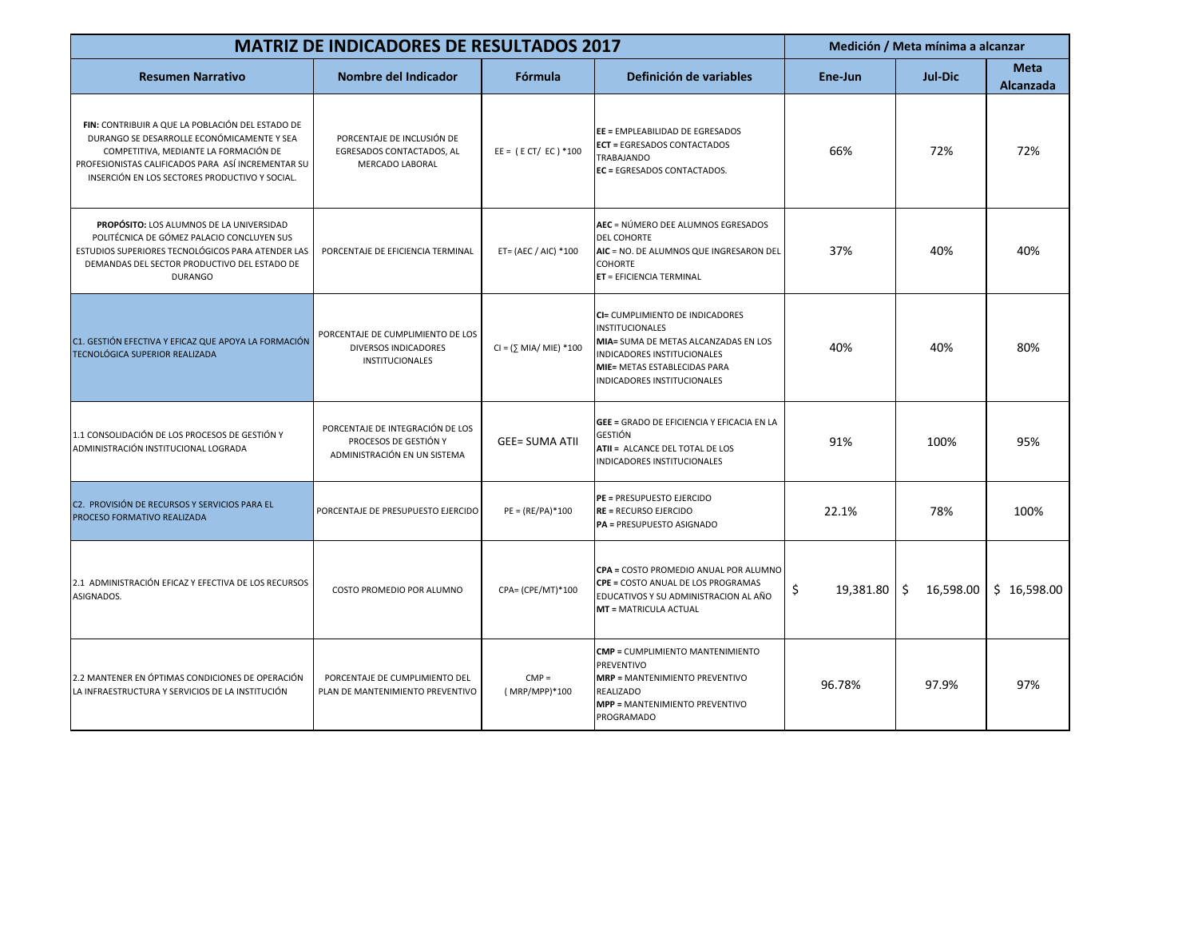| MATRIZ DE INDICADORES DE RESULTADOS 2017 | | | | Medición / Meta mínima a alcanzar | | |
|---|---|---|---|---|---|---|
| Resumen Narrativo | Nombre del Indicador | Fórmula | Definición de variables | Ene-Jun | Jul-Dic | Meta Alcanzada |
| **FIN:** CONTRIBUIR A QUE LA POBLACIÓN DEL ESTADO DE DURANGO SE DESARROLLE ECONÓMICAMENTE Y SEA COMPETITIVA, MEDIANTE LA FORMACIÓN DE PROFESIONISTAS CALIFICADOS PARA ASÍ INCREMENTAR SU INSERCIÓN EN LOS SECTORES PRODUCTIVO Y SOCIAL. | PORCENTAJE DE INCLUSIÓN DE EGRESADOS CONTACTADOS, AL MERCADO LABORAL | EE = ( E CT/ EC ) *100 | **EE =** EMPLEABILIDAD DE EGRESADOS **ECT =** EGRESADOS CONTACTADOS TRABAJANDO **EC =** EGRESADOS CONTACTADOS. | 66% | 72% | 72% |
| **PROPÓSITO:** LOS ALUMNOS DE LA UNIVERSIDAD POLITÉCNICA DE GÓMEZ PALACIO CONCLUYEN SUS ESTUDIOS SUPERIORES TECNOLÓGICOS PARA ATENDER LAS DEMANDAS DEL SECTOR PRODUCTIVO DEL ESTADO DE DURANGO | PORCENTAJE DE EFICIENCIA TERMINAL | ET= (AEC / AIC) *100 | **AEC** = NÚMERO DEE ALUMNOS EGRESADOS DEL COHORTE **AIC** = NO. DE ALUMNOS QUE INGRESARON DEL COHORTE **ET** = EFICIENCIA TERMINAL | 37% | 40% | 40% |
| C1. GESTIÓN EFECTIVA Y EFICAZ QUE APOYA LA FORMACIÓN TECNOLÓGICA SUPERIOR REALIZADA | PORCENTAJE DE CUMPLIMIENTO DE LOS DIVERSOS INDICADORES INSTITUCIONALES | CI = (∑ MIA/ MIE) *100 | **CI=** CUMPLIMIENTO DE INDICADORES INSTITUCIONALES **MIA=** SUMA DE METAS ALCANZADAS EN LOS INDICADORES INSTITUCIONALES **MIE=** METAS ESTABLECIDAS PARA INDICADORES INSTITUCIONALES | 40% | 40% | 80% |
| 1.1 CONSOLIDACIÓN DE LOS PROCESOS DE GESTIÓN Y ADMINISTRACIÓN INSTITUCIONAL LOGRADA | PORCENTAJE DE INTEGRACIÓN DE LOS PROCESOS DE GESTIÓN Y ADMINISTRACIÓN EN UN SISTEMA | GEE= SUMA ATII | **GEE =** GRADO DE EFICIENCIA Y EFICACIA EN LA GESTIÓN **ATII =** ALCANCE DEL TOTAL DE LOS INDICADORES INSTITUCIONALES | 91% | 100% | 95% |
| C2. PROVISIÓN DE RECURSOS Y SERVICIOS PARA EL PROCESO FORMATIVO REALIZADA | PORCENTAJE DE PRESUPUESTO EJERCIDO | PE = (RE/PA)*100 | **PE =** PRESUPUESTO EJERCIDO **RE =** RECURSO EJERCIDO **PA =** PRESUPUESTO ASIGNADO | 22.1% | 78% | 100% |
| 2.1 ADMINISTRACIÓN EFICAZ Y EFECTIVA DE LOS RECURSOS ASIGNADOS. | COSTO PROMEDIO POR ALUMNO | CPA= (CPE/MT)*100 | **CPA =** COSTO PROMEDIO ANUAL POR ALUMNO **CPE =** COSTO ANUAL DE LOS PROGRAMAS EDUCATIVOS Y SU ADMINISTRACION AL AÑO **MT =** MATRICULA ACTUAL | $ 19,381.80 | $ 16,598.00 | $ 16,598.00 |
| 2.2 MANTENER EN ÓPTIMAS CONDICIONES DE OPERACIÓN LA INFRAESTRUCTURA Y SERVICIOS DE LA INSTITUCIÓN | PORCENTAJE DE CUMPLIMIENTO DEL PLAN DE MANTENIMIENTO PREVENTIVO | CMP = ( MRP/MPP)*100 | **CMP =** CUMPLIMIENTO MANTENIMIENTO PREVENTIVO **MRP =** MANTENIMIENTO PREVENTIVO REALIZADO **MPP =** MANTENIMIENTO PREVENTIVO PROGRAMADO | 96.78% | 97.9% | 97% |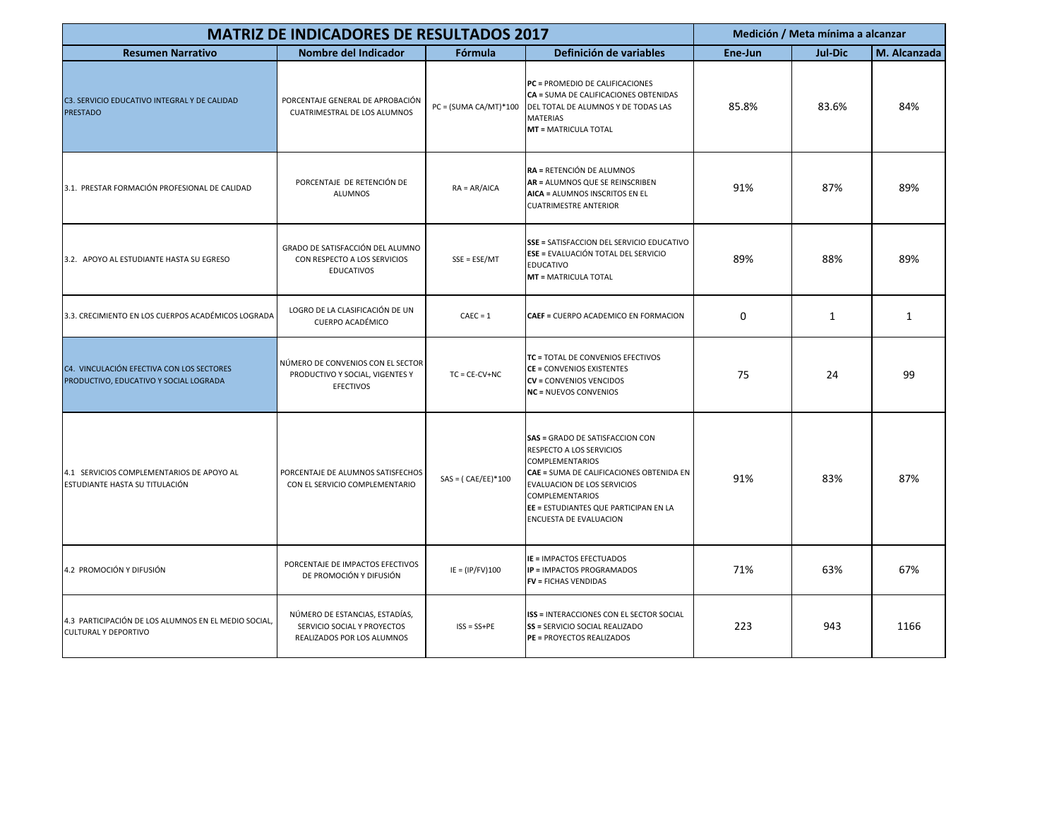| MATRIZ DE INDICADORES DE RESULTADOS 2017 | | | | Medición / Meta mínima a alcanzar | | |
|---|---|---|---|---|---|---|
| **Resumen Narrativo** | **Nombre del Indicador** | **Fórmula** | **Definición de variables** | **Ene-Jun** | **Jul-Dic** | **M. Alcanzada** |
| C3. SERVICIO EDUCATIVO INTEGRAL Y DE CALIDAD PRESTADO | PORCENTAJE GENERAL DE APROBACIÓN CUATRIMESTRAL DE LOS ALUMNOS | PC = (SUMA CA/MT)*100 | **PC =** PROMEDIO DE CALIFICACIONES<br>**CA =** SUMA DE CALIFICACIONES OBTENIDAS DEL TOTAL DE ALUMNOS Y DE TODAS LAS MATERIAS<br>**MT =** MATRICULA TOTAL | 85.8% | 83.6% | 84% |
| 3.1. PRESTAR FORMACIÓN PROFESIONAL DE CALIDAD | PORCENTAJE DE RETENCIÓN DE ALUMNOS | RA = AR/AICA | **RA =** RETENCIÓN DE ALUMNOS<br>**AR =** ALUMNOS QUE SE REINSCRIBEN<br>**AICA =** ALUMNOS INSCRITOS EN EL CUATRIMESTRE ANTERIOR | 91% | 87% | 89% |
| 3.2. APOYO AL ESTUDIANTE HASTA SU EGRESO | GRADO DE SATISFACCIÓN DEL ALUMNO CON RESPECTO A LOS SERVICIOS EDUCATIVOS | SSE = ESE/MT | **SSE =** SATISFACCION DEL SERVICIO EDUCATIVO<br>**ESE =** EVALUACIÓN TOTAL DEL SERVICIO EDUCATIVO<br>**MT =** MATRICULA TOTAL | 89% | 88% | 89% |
| 3.3. CRECIMIENTO EN LOS CUERPOS ACADÉMICOS LOGRADA | LOGRO DE LA CLASIFICACIÓN DE UN CUERPO ACADÉMICO | CAEC = 1 | **CAEF =** CUERPO ACADEMICO EN FORMACION | 0 | 1 | 1 |
| C4. VINCULACIÓN EFECTIVA CON LOS SECTORES PRODUCTIVO, EDUCATIVO Y SOCIAL LOGRADA | NÚMERO DE CONVENIOS CON EL SECTOR PRODUCTIVO Y SOCIAL, VIGENTES Y EFECTIVOS | TC = CE-CV+NC | **TC =** TOTAL DE CONVENIOS EFECTIVOS<br>**CE =** CONVENIOS EXISTENTES<br>**CV =** CONVENIOS VENCIDOS<br>**NC =** NUEVOS CONVENIOS | 75 | 24 | 99 |
| 4.1 SERVICIOS COMPLEMENTARIOS DE APOYO AL ESTUDIANTE HASTA SU TITULACIÓN | PORCENTAJE DE ALUMNOS SATISFECHOS CON EL SERVICIO COMPLEMENTARIO | SAS = ( CAE/EE)*100 | **SAS =** GRADO DE SATISFACCION CON RESPECTO A LOS SERVICIOS COMPLEMENTARIOS<br>**CAE =** SUMA DE CALIFICACIONES OBTENIDA EN EVALUACION DE LOS SERVICIOS COMPLEMENTARIOS<br>**EE =** ESTUDIANTES QUE PARTICIPAN EN LA ENCUESTA DE EVALUACION | 91% | 83% | 87% |
| 4.2 PROMOCIÓN Y DIFUSIÓN | PORCENTAJE DE IMPACTOS EFECTIVOS DE PROMOCIÓN Y DIFUSIÓN | IE = (IP/FV)100 | **IE =** IMPACTOS EFECTUADOS<br>**IP =** IMPACTOS PROGRAMADOS<br>**FV =** FICHAS VENDIDAS | 71% | 63% | 67% |
| 4.3 PARTICIPACIÓN DE LOS ALUMNOS EN EL MEDIO SOCIAL, CULTURAL Y DEPORTIVO | NÚMERO DE ESTANCIAS, ESTADÍAS, SERVICIO SOCIAL Y PROYECTOS REALIZADOS POR LOS ALUMNOS | ISS = SS+PE | **ISS =** INTERACCIONES CON EL SECTOR SOCIAL<br>**SS =** SERVICIO SOCIAL REALIZADO<br>**PE =** PROYECTOS REALIZADOS | 223 | 943 | 1166 |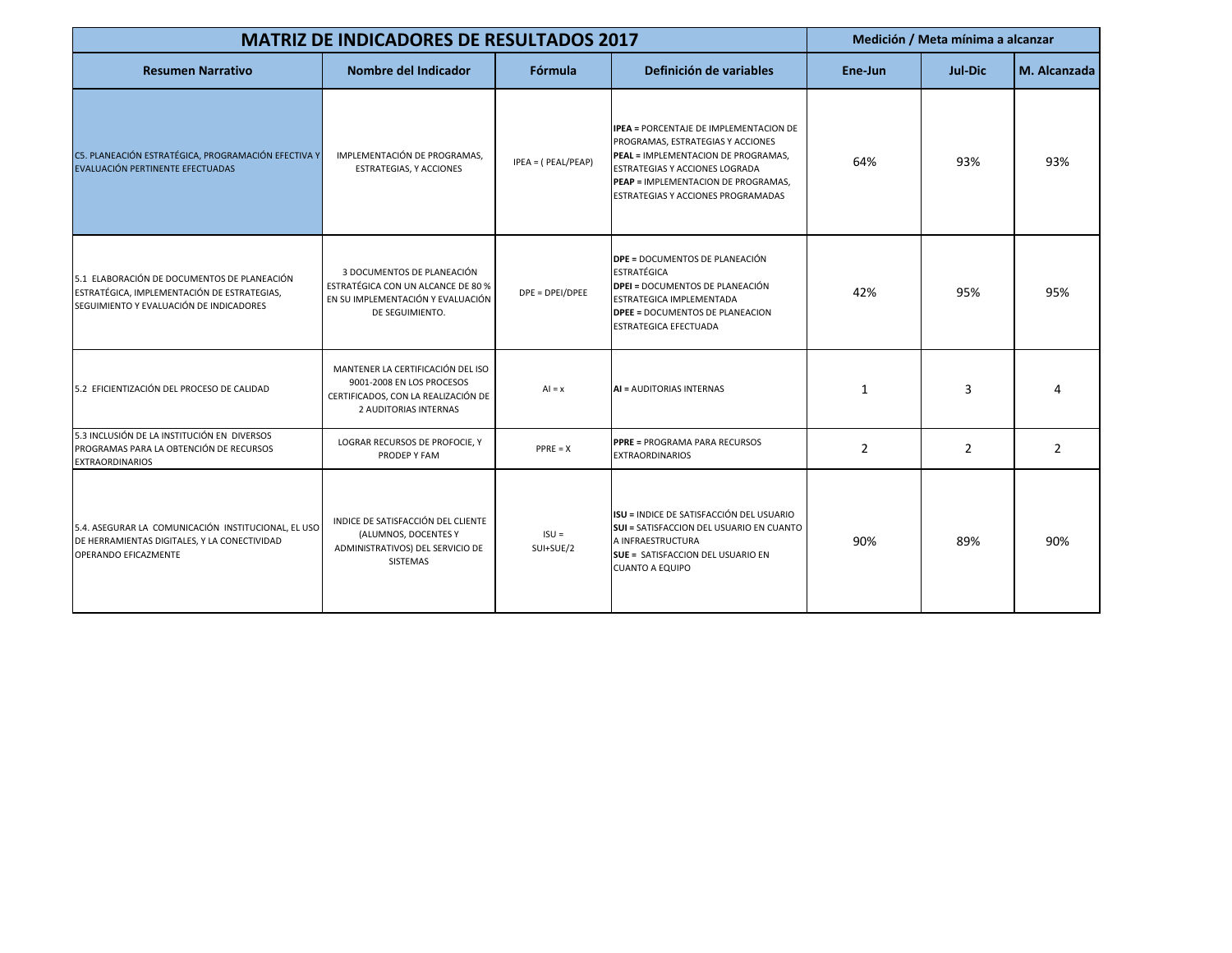| MATRIZ DE INDICADORES DE RESULTADOS 2017 | | | | Medición / Meta mínima a alcanzar | | |
|---|---|---|---|---|---|---|
| **Resumen Narrativo** | **Nombre del Indicador** | **Fórmula** | **Definición de variables** | **Ene-Jun** | **Jul-Dic** | **M. Alcanzada** |
| C5. PLANEACIÓN ESTRATÉGICA, PROGRAMACIÓN EFECTIVA Y EVALUACIÓN PERTINENTE EFECTUADAS | IMPLEMENTACIÓN DE PROGRAMAS, ESTRATEGIAS, Y ACCIONES | IPEA = ( PEAL/PEAP) | **IPEA** = PORCENTAJE DE IMPLEMENTACION DE PROGRAMAS, ESTRATEGIAS Y ACCIONES **PEAL** = IMPLEMENTACION DE PROGRAMAS, ESTRATEGIAS Y ACCIONES LOGRADA **PEAP** = IMPLEMENTACION DE PROGRAMAS, ESTRATEGIAS Y ACCIONES PROGRAMADAS | 64% | 93% | 93% |
| 5.1 ELABORACIÓN DE DOCUMENTOS DE PLANEACIÓN ESTRATÉGICA, IMPLEMENTACIÓN DE ESTRATEGIAS, SEGUIMIENTO Y EVALUACIÓN DE INDICADORES | 3 DOCUMENTOS DE PLANEACIÓN ESTRATÉGICA CON UN ALCANCE DE 80 % EN SU IMPLEMENTACIÓN Y EVALUACIÓN DE SEGUIMIENTO. | DPE = DPEI/DPEE | **DPE** = DOCUMENTOS DE PLANEACIÓN ESTRATÉGICA **DPEI** = DOCUMENTOS DE PLANEACIÓN ESTRATEGICA IMPLEMENTADA **DPEE** = DOCUMENTOS DE PLANEACION ESTRATEGICA EFECTUADA | 42% | 95% | 95% |
| 5.2 EFICIENTIZACIÓN DEL PROCESO DE CALIDAD | MANTENER LA CERTIFICACIÓN DEL ISO 9001-2008 EN LOS PROCESOS CERTIFICADOS, CON LA REALIZACIÓN DE 2 AUDITORIAS INTERNAS | AI = x | **AI** = AUDITORIAS INTERNAS | 1 | 3 | 4 |
| 5.3 INCLUSIÓN DE LA INSTITUCIÓN EN DIVERSOS PROGRAMAS PARA LA OBTENCIÓN DE RECURSOS EXTRAORDINARIOS | LOGRAR RECURSOS DE PROFOCIE, Y PRODEP Y FAM | PPRE = X | **PPRE** = PROGRAMA PARA RECURSOS EXTRAORDINARIOS | 2 | 2 | 2 |
| 5.4. ASEGURAR LA COMUNICACIÓN INSTITUCIONAL, EL USO DE HERRAMIENTAS DIGITALES, Y LA CONECTIVIDAD OPERANDO EFICAZMENTE | INDICE DE SATISFACCIÓN DEL CLIENTE (ALUMNOS, DOCENTES Y ADMINISTRATIVOS) DEL SERVICIO DE SISTEMAS | ISU = SUI+SUE/2 | **ISU** = INDICE DE SATISFACCIÓN DEL USUARIO **SUI** = SATISFACCION DEL USUARIO EN CUANTO A INFRAESTRUCTURA **SUE** = SATISFACCION DEL USUARIO EN CUANTO A EQUIPO | 90% | 89% | 90% |